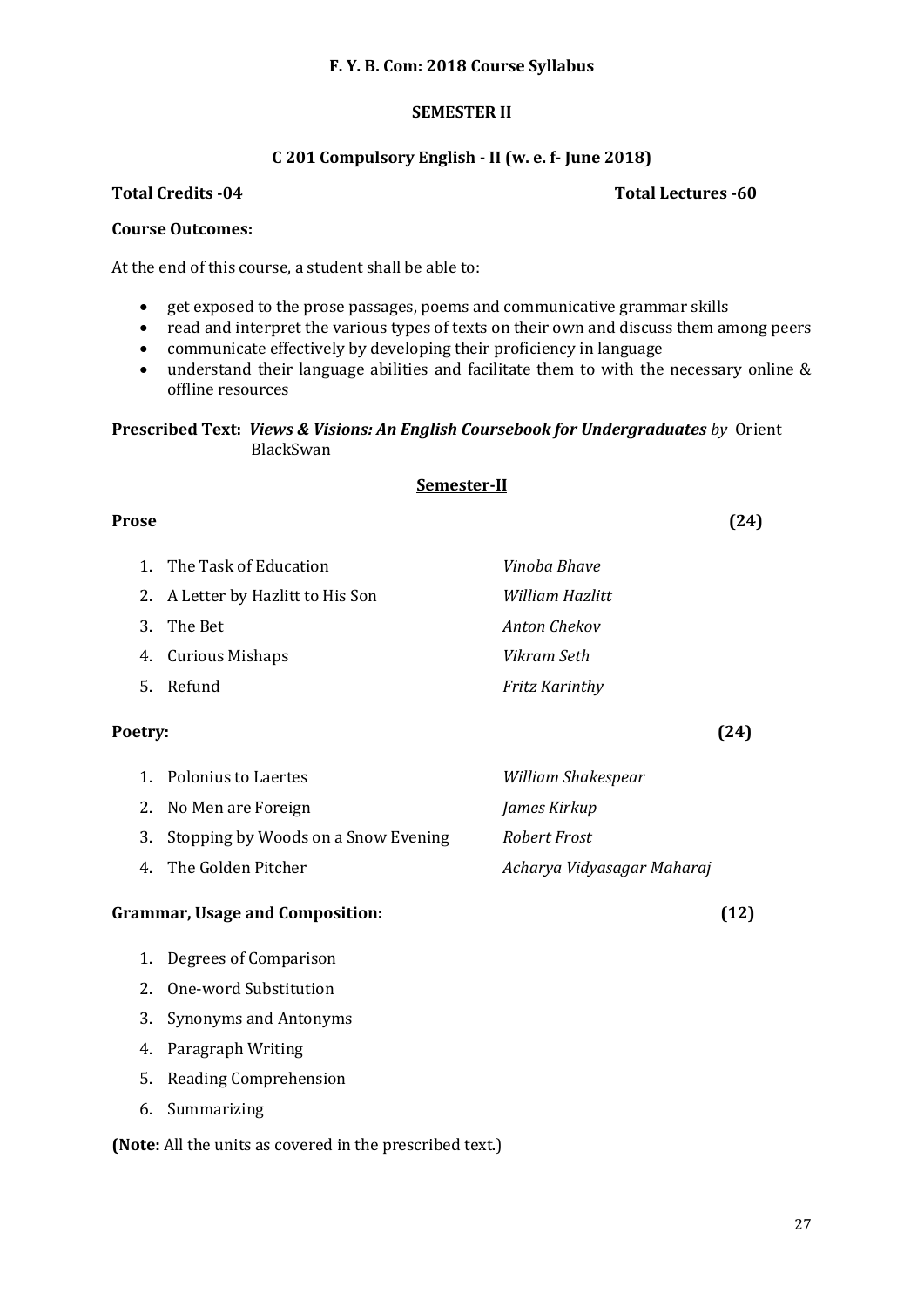# F. Y. B. Com: 2018 Course Syllabus

## SEMESTER II

## C 201 Compulsory English - II (w. e. f- June 2018)

**Total Credits -04** **Total Lectures -60**

**Course Outcomes:**

At the end of this course, a student shall be able to:

- get exposed to the prose passages, poems and communicative grammar skills
- read and interpret the various types of texts on their own and discuss them among peers
- communicate effectively by developing their proficiency in language
- understand their language abilities and facilitate them to with the necessary online & offline resources

**Prescribed Text:** ***Views & Visions: An English Coursebook for Undergraduates*** *by* Orient BlackSwan

### Semester-II

**Prose** **(24)**

| | | |
|---|---|---|
| 1. | The Task of Education | *Vinoba Bhave* |
| 2. | A Letter by Hazlitt to His Son | *William Hazlitt* |
| 3. | The Bet | *Anton Chekov* |
| 4. | Curious Mishaps | *Vikram Seth* |
| 5. | Refund | *Fritz Karinthy* |

**Poetry:** **(24)**

| | | |
|---|---|---|
| 1. | Polonius to Laertes | *William Shakespear* |
| 2. | No Men are Foreign | *James Kirkup* |
| 3. | Stopping by Woods on a Snow Evening | *Robert Frost* |
| 4. | The Golden Pitcher | *Acharya Vidyasagar Maharaj* |

**Grammar, Usage and Composition:** **(12)**

1. Degrees of Comparison
2. One-word Substitution
3. Synonyms and Antonyms
4. Paragraph Writing
5. Reading Comprehension
6. Summarizing

**(Note:** All the units as covered in the prescribed text.)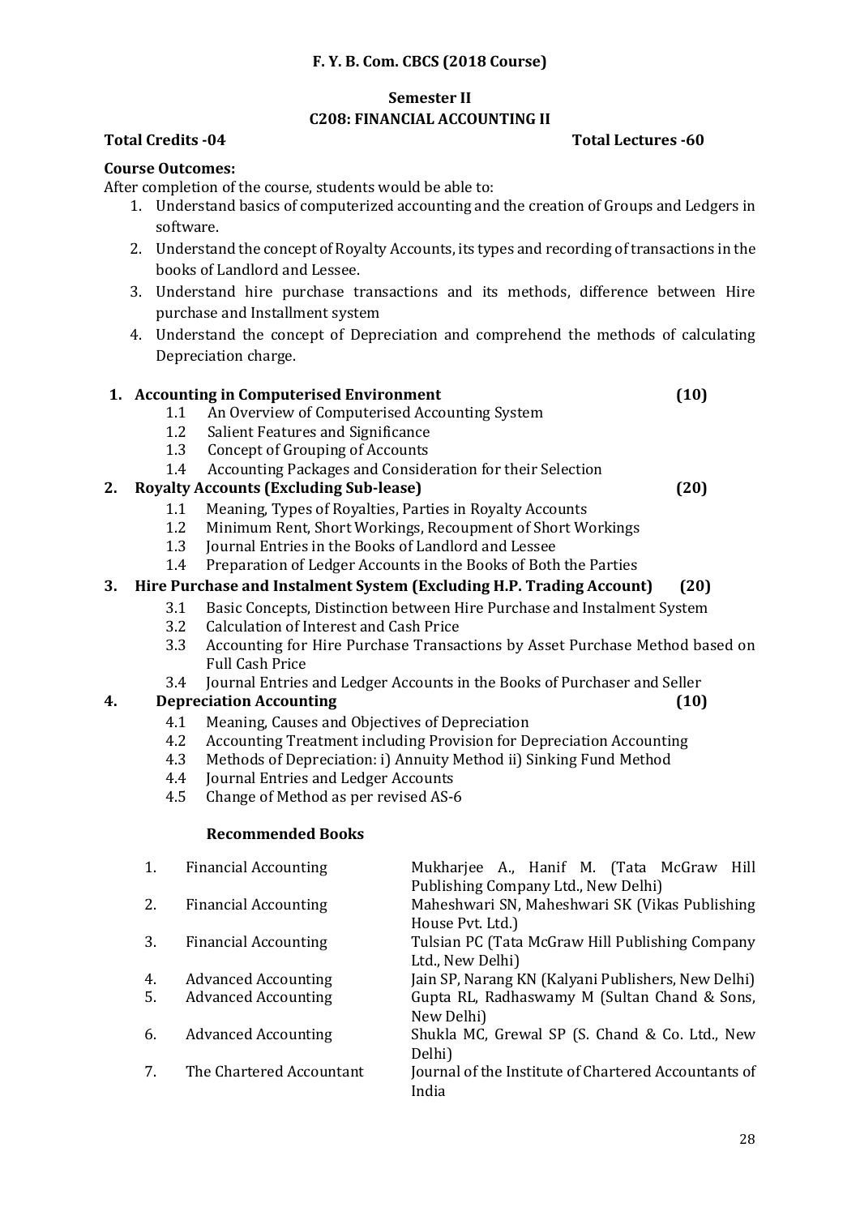**F. Y. B. Com. CBCS (2018 Course)**

**Semester II**

**C208: FINANCIAL ACCOUNTING II**

**Total Credits -04** **Total Lectures -60**

**Course Outcomes:**

After completion of the course, students would be able to:

1. Understand basics of computerized accounting and the creation of Groups and Ledgers in software.
2. Understand the concept of Royalty Accounts, its types and recording of transactions in the books of Landlord and Lessee.
3. Understand hire purchase transactions and its methods, difference between Hire purchase and Installment system
4. Understand the concept of Depreciation and comprehend the methods of calculating Depreciation charge.

**1. Accounting in Computerised Environment (10)**

- 1.1 An Overview of Computerised Accounting System
- 1.2 Salient Features and Significance
- 1.3 Concept of Grouping of Accounts
- 1.4 Accounting Packages and Consideration for their Selection

**2. Royalty Accounts (Excluding Sub-lease) (20)**

- 1.1 Meaning, Types of Royalties, Parties in Royalty Accounts
- 1.2 Minimum Rent, Short Workings, Recoupment of Short Workings
- 1.3 Journal Entries in the Books of Landlord and Lessee
- 1.4 Preparation of Ledger Accounts in the Books of Both the Parties

**3. Hire Purchase and Instalment System (Excluding H.P. Trading Account) (20)**

- 3.1 Basic Concepts, Distinction between Hire Purchase and Instalment System
- 3.2 Calculation of Interest and Cash Price
- 3.3 Accounting for Hire Purchase Transactions by Asset Purchase Method based on Full Cash Price
- 3.4 Journal Entries and Ledger Accounts in the Books of Purchaser and Seller

**4. Depreciation Accounting (10)**

- 4.1 Meaning, Causes and Objectives of Depreciation
- 4.2 Accounting Treatment including Provision for Depreciation Accounting
- 4.3 Methods of Depreciation: i) Annuity Method ii) Sinking Fund Method
- 4.4 Journal Entries and Ledger Accounts
- 4.5 Change of Method as per revised AS-6

**Recommended Books**

| | | |
|---|---|---|
| 1. | Financial Accounting | Mukharjee A., Hanif M. (Tata McGraw Hill Publishing Company Ltd., New Delhi) |
| 2. | Financial Accounting | Maheshwari SN, Maheshwari SK (Vikas Publishing House Pvt. Ltd.) |
| 3. | Financial Accounting | Tulsian PC (Tata McGraw Hill Publishing Company Ltd., New Delhi) |
| 4. | Advanced Accounting | Jain SP, Narang KN (Kalyani Publishers, New Delhi) |
| 5. | Advanced Accounting | Gupta RL, Radhaswamy M (Sultan Chand & Sons, New Delhi) |
| 6. | Advanced Accounting | Shukla MC, Grewal SP (S. Chand & Co. Ltd., New Delhi) |
| 7. | The Chartered Accountant | Journal of the Institute of Chartered Accountants of India |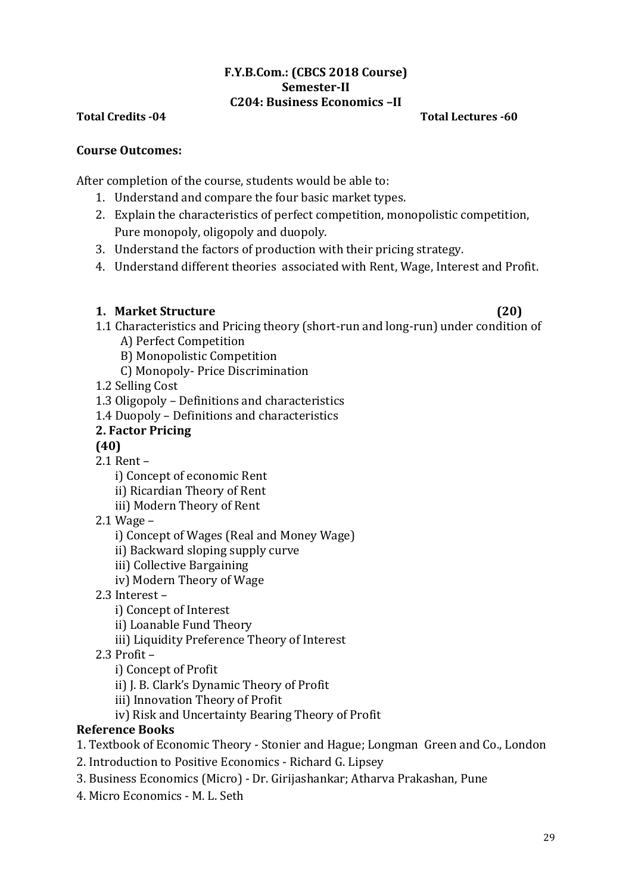**F.Y.B.Com.: (CBCS 2018 Course)**
**Semester-II**
**C204: Business Economics –II**

**Total Credits -04** **Total Lectures -60**

**Course Outcomes:**

After completion of the course, students would be able to:

1. Understand and compare the four basic market types.
2. Explain the characteristics of perfect competition, monopolistic competition, Pure monopoly, oligopoly and duopoly.
3. Understand the factors of production with their pricing strategy.
4. Understand different theories associated with Rent, Wage, Interest and Profit.

**1. Market Structure (20)**

1.1 Characteristics and Pricing theory (short-run and long-run) under condition of
   A) Perfect Competition
   B) Monopolistic Competition
   C) Monopoly- Price Discrimination

1.2 Selling Cost

1.3 Oligopoly – Definitions and characteristics

1.4 Duopoly – Definitions and characteristics

**2. Factor Pricing**
**(40)**

2.1 Rent –
   i) Concept of economic Rent
   ii) Ricardian Theory of Rent
   iii) Modern Theory of Rent

2.1 Wage –
   i) Concept of Wages (Real and Money Wage)
   ii) Backward sloping supply curve
   iii) Collective Bargaining
   iv) Modern Theory of Wage

2.3 Interest –
   i) Concept of Interest
   ii) Loanable Fund Theory
   iii) Liquidity Preference Theory of Interest

2.3 Profit –
   i) Concept of Profit
   ii) J. B. Clark's Dynamic Theory of Profit
   iii) Innovation Theory of Profit
   iv) Risk and Uncertainty Bearing Theory of Profit

**Reference Books**

1. Textbook of Economic Theory - Stonier and Hague; Longman Green and Co., London
2. Introduction to Positive Economics - Richard G. Lipsey
3. Business Economics (Micro) - Dr. Girijashankar; Atharva Prakashan, Pune
4. Micro Economics - M. L. Seth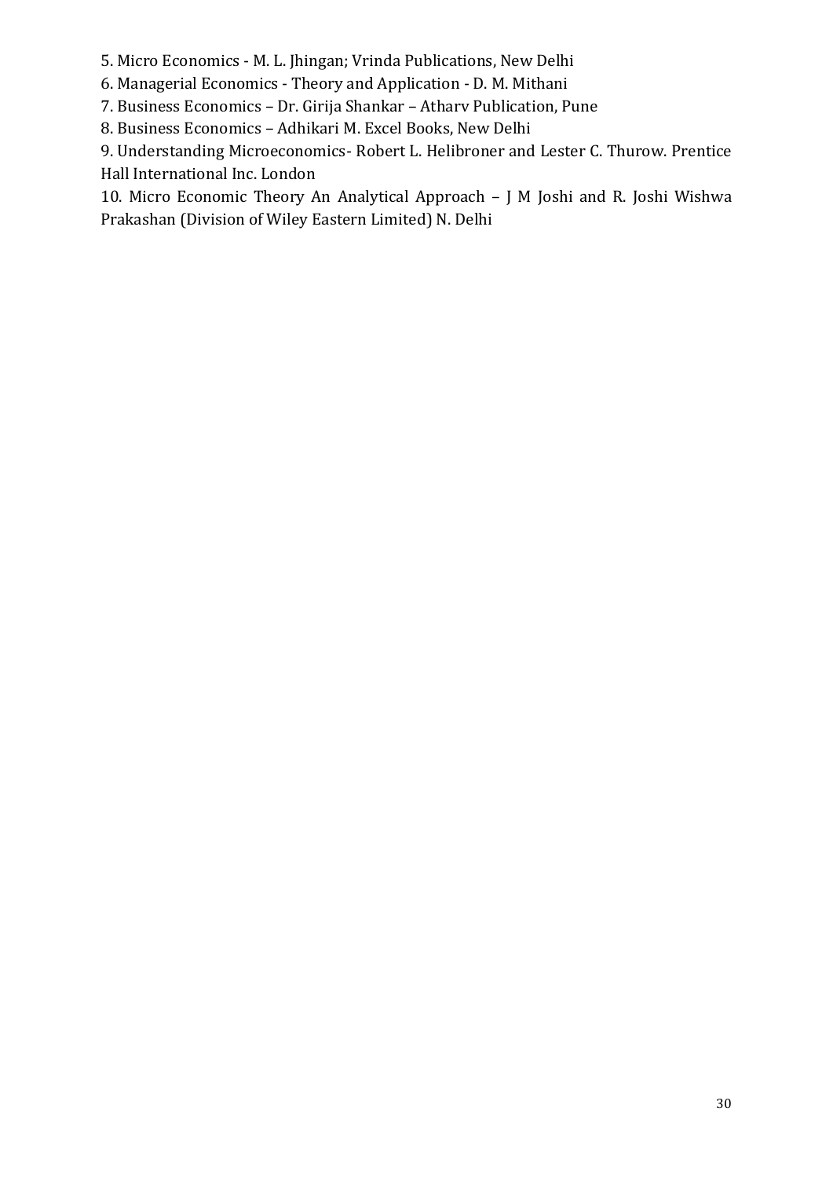5. Micro Economics - M. L. Jhingan; Vrinda Publications, New Delhi
6. Managerial Economics - Theory and Application - D. M. Mithani
7. Business Economics – Dr. Girija Shankar – Atharv Publication, Pune
8. Business Economics – Adhikari M. Excel Books, New Delhi
9. Understanding Microeconomics- Robert L. Helibroner and Lester C. Thurow. Prentice Hall International Inc. London
10. Micro Economic Theory An Analytical Approach – J M Joshi and R. Joshi Wishwa Prakashan (Division of Wiley Eastern Limited) N. Delhi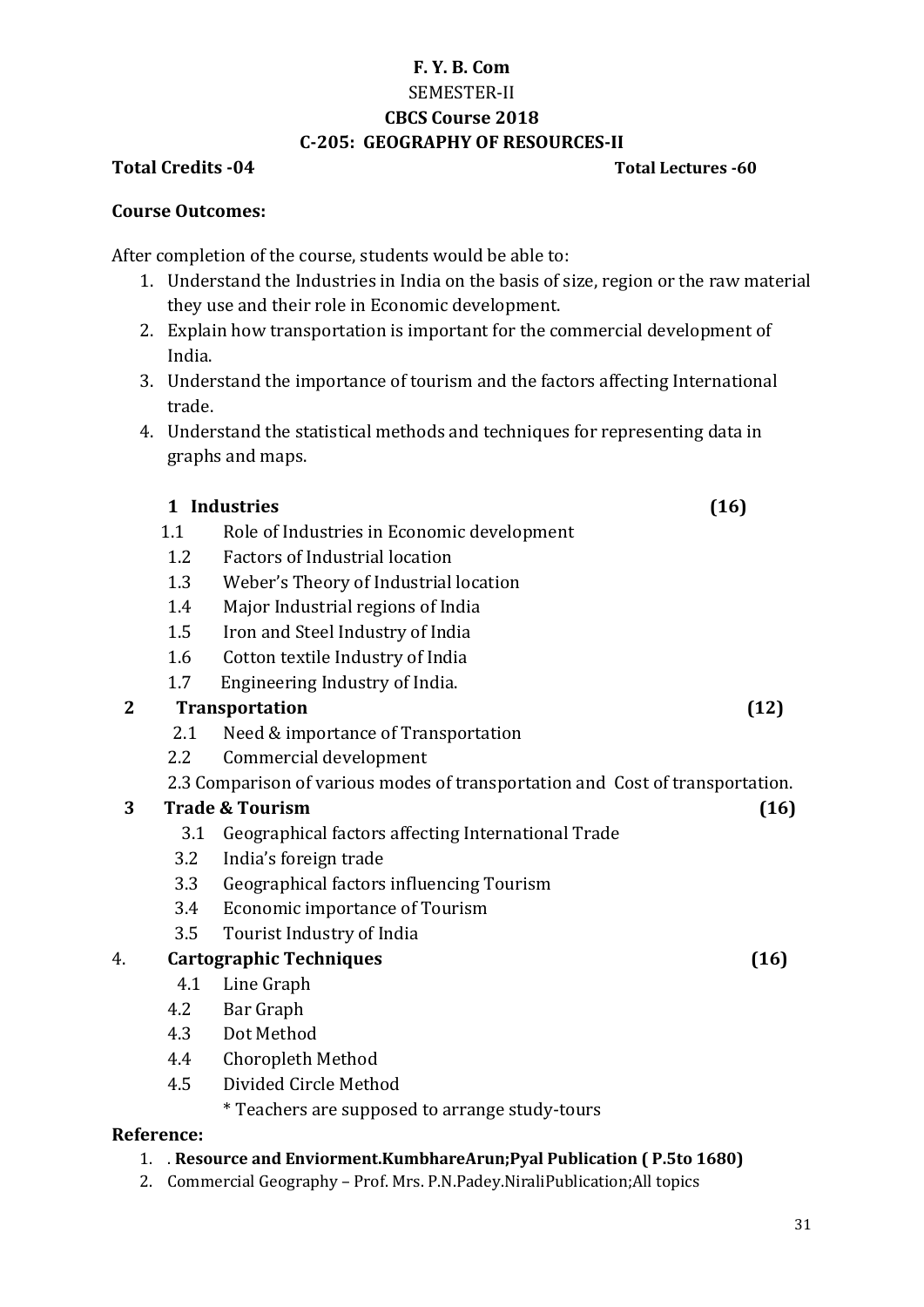**F. Y. B. Com**

SEMESTER-II

**CBCS Course 2018**

**C-205: GEOGRAPHY OF RESOURCES-II**

**Total Credits -04** **Total Lectures -60**

**Course Outcomes:**

After completion of the course, students would be able to:

1. Understand the Industries in India on the basis of size, region or the raw material they use and their role in Economic development.
2. Explain how transportation is important for the commercial development of India.
3. Understand the importance of tourism and the factors affecting International trade.
4. Understand the statistical methods and techniques for representing data in graphs and maps.

**1 Industries** **(16)**

- 1.1 Role of Industries in Economic development
- 1.2 Factors of Industrial location
- 1.3 Weber's Theory of Industrial location
- 1.4 Major Industrial regions of India
- 1.5 Iron and Steel Industry of India
- 1.6 Cotton textile Industry of India
- 1.7 Engineering Industry of India.

**2 Transportation** **(12)**

- 2.1 Need & importance of Transportation
- 2.2 Commercial development
- 2.3 Comparison of various modes of transportation and Cost of transportation.

**3 Trade & Tourism** **(16)**

- 3.1 Geographical factors affecting International Trade
- 3.2 India's foreign trade
- 3.3 Geographical factors influencing Tourism
- 3.4 Economic importance of Tourism
- 3.5 Tourist Industry of India

4. **Cartographic Techniques** **(16)**

- 4.1 Line Graph
- 4.2 Bar Graph
- 4.3 Dot Method
- 4.4 Choropleth Method
- 4.5 Divided Circle Method

\* Teachers are supposed to arrange study-tours

**Reference:**

1. . **Resource and Enviorment.KumbhareArun;Pyal Publication ( P.5to 1680)**
2. Commercial Geography – Prof. Mrs. P.N.Padey.NiraliPublication;All topics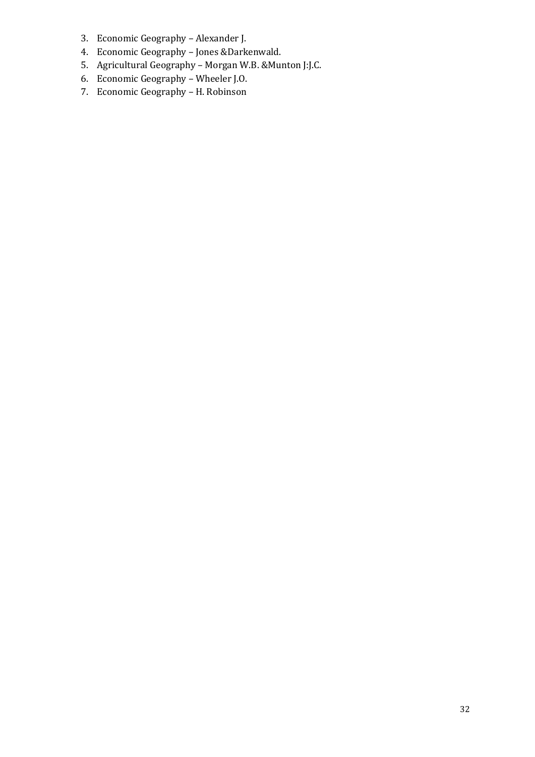3. Economic Geography – Alexander J.
4. Economic Geography – Jones &Darkenwald.
5. Agricultural Geography – Morgan W.B. &Munton J:J.C.
6. Economic Geography – Wheeler J.O.
7. Economic Geography – H. Robinson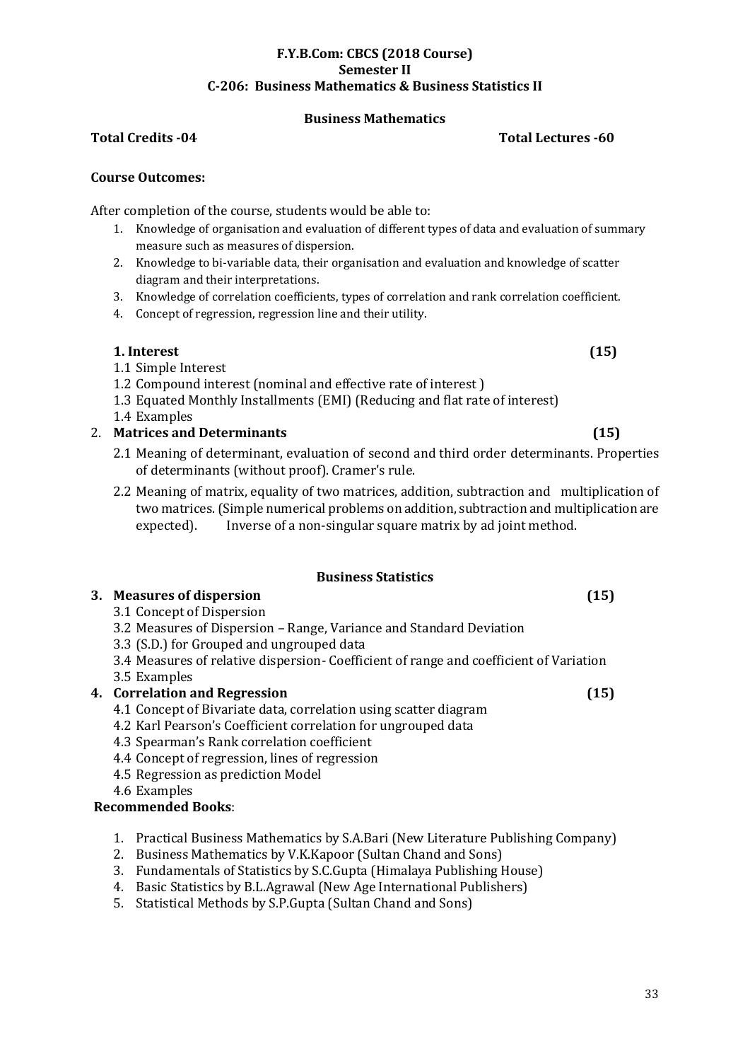**F.Y.B.Com: CBCS (2018 Course)**
**Semester II**
**C-206: Business Mathematics & Business Statistics II**

**Business Mathematics**

**Total Credits -04** **Total Lectures -60**

**Course Outcomes:**

After completion of the course, students would be able to:

1. Knowledge of organisation and evaluation of different types of data and evaluation of summary measure such as measures of dispersion.
2. Knowledge to bi-variable data, their organisation and evaluation and knowledge of scatter diagram and their interpretations.
3. Knowledge of correlation coefficients, types of correlation and rank correlation coefficient.
4. Concept of regression, regression line and their utility.

**1. Interest (15)**

1.1 Simple Interest
1.2 Compound interest (nominal and effective rate of interest )
1.3 Equated Monthly Installments (EMI) (Reducing and flat rate of interest)
1.4 Examples

**2. Matrices and Determinants (15)**

2.1 Meaning of determinant, evaluation of second and third order determinants. Properties of determinants (without proof). Cramer's rule.

2.2 Meaning of matrix, equality of two matrices, addition, subtraction and multiplication of two matrices. (Simple numerical problems on addition, subtraction and multiplication are expected). Inverse of a non-singular square matrix by ad joint method.

**Business Statistics**

**3. Measures of dispersion (15)**

3.1 Concept of Dispersion
3.2 Measures of Dispersion – Range, Variance and Standard Deviation
3.3 (S.D.) for Grouped and ungrouped data
3.4 Measures of relative dispersion- Coefficient of range and coefficient of Variation
3.5 Examples

**4. Correlation and Regression (15)**

4.1 Concept of Bivariate data, correlation using scatter diagram
4.2 Karl Pearson's Coefficient correlation for ungrouped data
4.3 Spearman's Rank correlation coefficient
4.4 Concept of regression, lines of regression
4.5 Regression as prediction Model
4.6 Examples

**Recommended Books**:

1. Practical Business Mathematics by S.A.Bari (New Literature Publishing Company)
2. Business Mathematics by V.K.Kapoor (Sultan Chand and Sons)
3. Fundamentals of Statistics by S.C.Gupta (Himalaya Publishing House)
4. Basic Statistics by B.L.Agrawal (New Age International Publishers)
5. Statistical Methods by S.P.Gupta (Sultan Chand and Sons)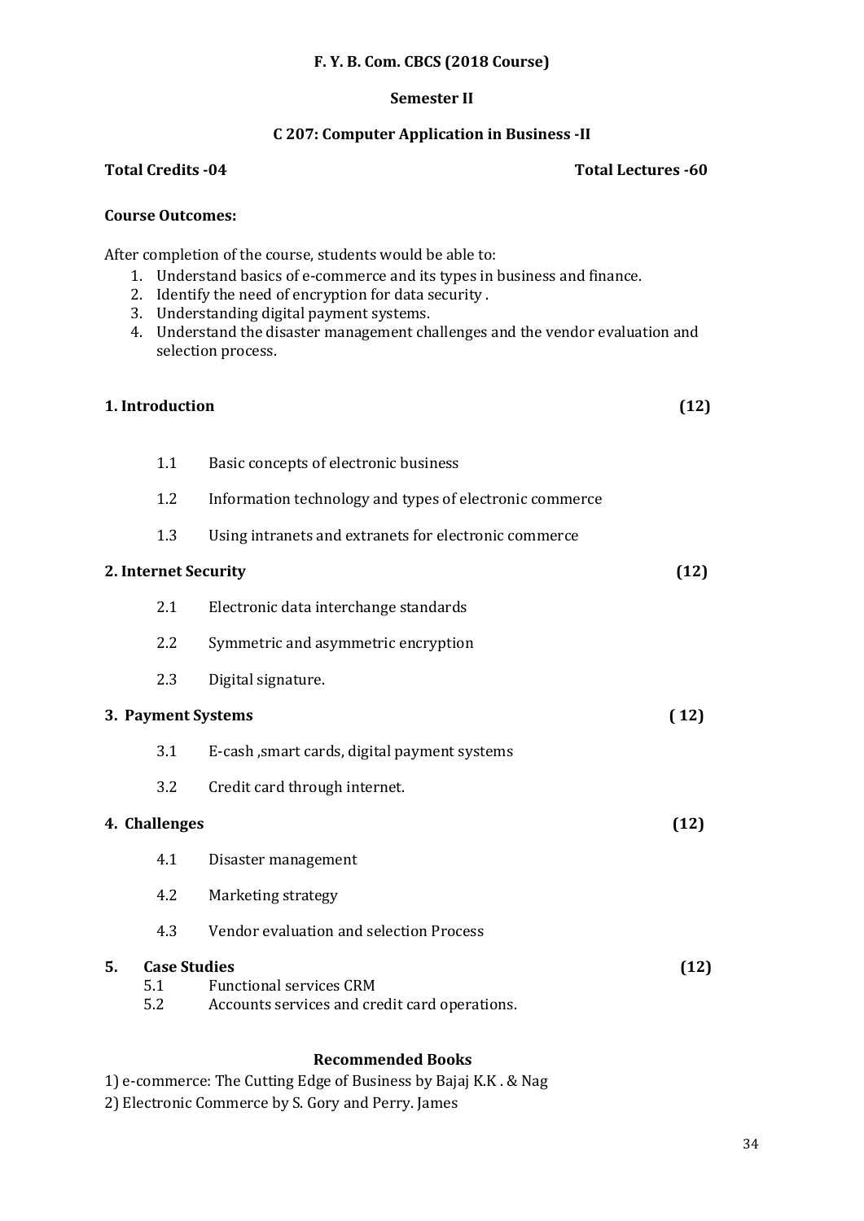**F. Y. B. Com. CBCS (2018 Course)**

**Semester II**

**C 207: Computer Application in Business -II**

**Total Credits -04** **Total Lectures -60**

**Course Outcomes:**

After completion of the course, students would be able to:

1. Understand basics of e-commerce and its types in business and finance.
2. Identify the need of encryption for data security .
3. Understanding digital payment systems.
4. Understand the disaster management challenges and the vendor evaluation and selection process.

**1. Introduction (12)**

- 1.1 Basic concepts of electronic business
- 1.2 Information technology and types of electronic commerce
- 1.3 Using intranets and extranets for electronic commerce

**2. Internet Security (12)**

- 2.1 Electronic data interchange standards
- 2.2 Symmetric and asymmetric encryption
- 2.3 Digital signature.

**3. Payment Systems ( 12)**

- 3.1 E-cash ,smart cards, digital payment systems
- 3.2 Credit card through internet.

**4. Challenges (12)**

- 4.1 Disaster management
- 4.2 Marketing strategy
- 4.3 Vendor evaluation and selection Process

**5. Case Studies (12)**

- 5.1 Functional services CRM
- 5.2 Accounts services and credit card operations.

**Recommended Books**

1) e-commerce: The Cutting Edge of Business by Bajaj K.K . & Nag

2) Electronic Commerce by S. Gory and Perry. James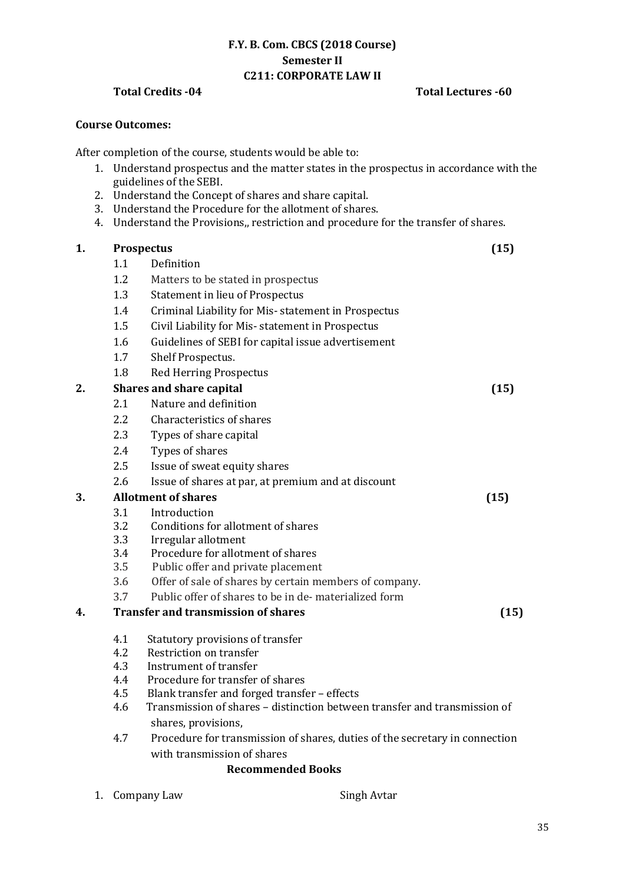**F.Y. B. Com. CBCS (2018 Course)**
**Semester II**
**C211: CORPORATE LAW II**

**Total Credits -04** **Total Lectures -60**

**Course Outcomes:**

After completion of the course, students would be able to:

1. Understand prospectus and the matter states in the prospectus in accordance with the guidelines of the SEBI.
2. Understand the Concept of shares and share capital.
3. Understand the Procedure for the allotment of shares.
4. Understand the Provisions,, restriction and procedure for the transfer of shares.

**1. Prospectus (15)**

- 1.1 Definition
- 1.2 Matters to be stated in prospectus
- 1.3 Statement in lieu of Prospectus
- 1.4 Criminal Liability for Mis- statement in Prospectus
- 1.5 Civil Liability for Mis- statement in Prospectus
- 1.6 Guidelines of SEBI for capital issue advertisement
- 1.7 Shelf Prospectus.
- 1.8 Red Herring Prospectus

**2. Shares and share capital (15)**

- 2.1 Nature and definition
- 2.2 Characteristics of shares
- 2.3 Types of share capital
- 2.4 Types of shares
- 2.5 Issue of sweat equity shares
- 2.6 Issue of shares at par, at premium and at discount

**3. Allotment of shares (15)**

- 3.1 Introduction
- 3.2 Conditions for allotment of shares
- 3.3 Irregular allotment
- 3.4 Procedure for allotment of shares
- 3.5 Public offer and private placement
- 3.6 Offer of sale of shares by certain members of company.
- 3.7 Public offer of shares to be in de- materialized form

**4. Transfer and transmission of shares (15)**

- 4.1 Statutory provisions of transfer
- 4.2 Restriction on transfer
- 4.3 Instrument of transfer
- 4.4 Procedure for transfer of shares
- 4.5 Blank transfer and forged transfer – effects
- 4.6 Transmission of shares – distinction between transfer and transmission of shares, provisions,
- 4.7 Procedure for transmission of shares, duties of the secretary in connection with transmission of shares

**Recommended Books**

1. Company Law Singh Avtar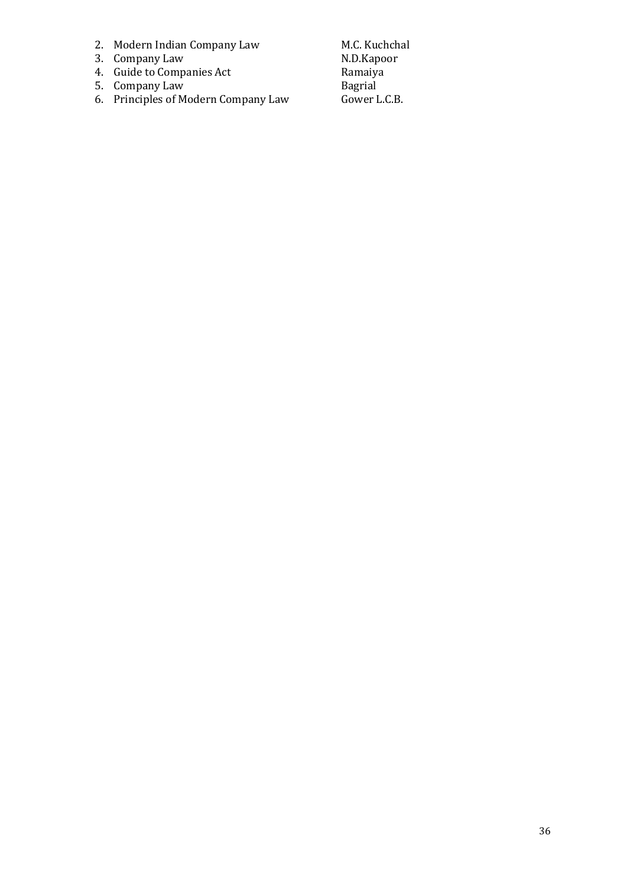2. Modern Indian Company Law M.C. Kuchchal
3. Company Law N.D.Kapoor
4. Guide to Companies Act Ramaiya
5. Company Law Bagrial
6. Principles of Modern Company Law Gower L.C.B.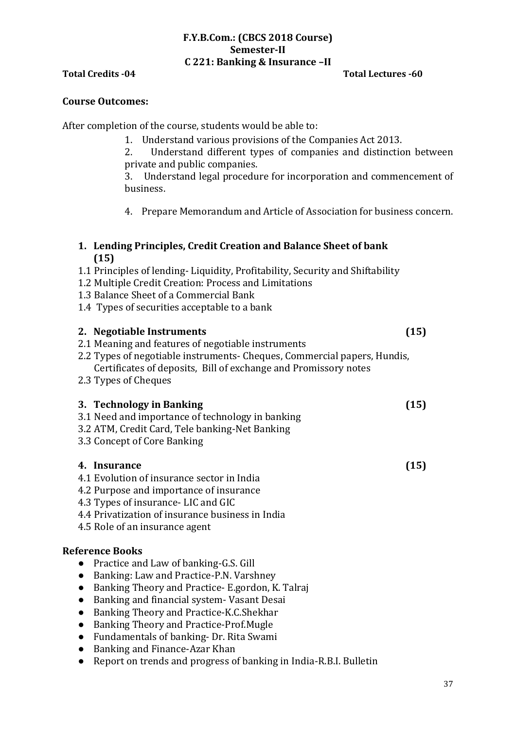**F.Y.B.Com.: (CBCS 2018 Course)**
**Semester-II**
**C 221: Banking & Insurance –II**

**Total Credits -04** **Total Lectures -60**

**Course Outcomes:**

After completion of the course, students would be able to:

1. Understand various provisions of the Companies Act 2013.
2. Understand different types of companies and distinction between private and public companies.
3. Understand legal procedure for incorporation and commencement of business.
4. Prepare Memorandum and Article of Association for business concern.

**1. Lending Principles, Credit Creation and Balance Sheet of bank (15)**

1.1 Principles of lending- Liquidity, Profitability, Security and Shiftability
1.2 Multiple Credit Creation: Process and Limitations
1.3 Balance Sheet of a Commercial Bank
1.4 Types of securities acceptable to a bank

**2. Negotiable Instruments (15)**

2.1 Meaning and features of negotiable instruments
2.2 Types of negotiable instruments- Cheques, Commercial papers, Hundis, Certificates of deposits, Bill of exchange and Promissory notes
2.3 Types of Cheques

**3. Technology in Banking (15)**

3.1 Need and importance of technology in banking
3.2 ATM, Credit Card, Tele banking-Net Banking
3.3 Concept of Core Banking

**4. Insurance (15)**

4.1 Evolution of insurance sector in India
4.2 Purpose and importance of insurance
4.3 Types of insurance- LIC and GIC
4.4 Privatization of insurance business in India
4.5 Role of an insurance agent

**Reference Books**

- Practice and Law of banking-G.S. Gill
- Banking: Law and Practice-P.N. Varshney
- Banking Theory and Practice- E.gordon, K. Talraj
- Banking and financial system- Vasant Desai
- Banking Theory and Practice-K.C.Shekhar
- Banking Theory and Practice-Prof.Mugle
- Fundamentals of banking- Dr. Rita Swami
- Banking and Finance-Azar Khan
- Report on trends and progress of banking in India-R.B.I. Bulletin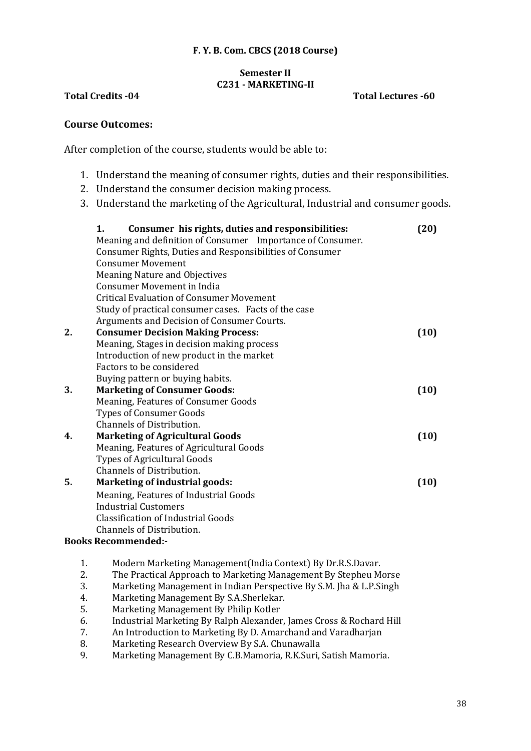**F. Y. B. Com. CBCS (2018 Course)**

**Semester II**
**C231 - MARKETING-II**

**Total Credits -04** **Total Lectures -60**

## Course Outcomes:

After completion of the course, students would be able to:

1. Understand the meaning of consumer rights, duties and their responsibilities.
2. Understand the consumer decision making process.
3. Understand the marketing of the Agricultural, Industrial and consumer goods.

**1. Consumer his rights, duties and responsibilities: (20)**
Meaning and definition of Consumer Importance of Consumer.
Consumer Rights, Duties and Responsibilities of Consumer
Consumer Movement
Meaning Nature and Objectives
Consumer Movement in India
Critical Evaluation of Consumer Movement
Study of practical consumer cases. Facts of the case
Arguments and Decision of Consumer Courts.

**2. Consumer Decision Making Process: (10)**
Meaning, Stages in decision making process
Introduction of new product in the market
Factors to be considered
Buying pattern or buying habits.

**3. Marketing of Consumer Goods: (10)**
Meaning, Features of Consumer Goods
Types of Consumer Goods
Channels of Distribution.

**4. Marketing of Agricultural Goods (10)**
Meaning, Features of Agricultural Goods
Types of Agricultural Goods
Channels of Distribution.

**5. Marketing of industrial goods: (10)**
Meaning, Features of Industrial Goods
Industrial Customers
Classification of Industrial Goods
Channels of Distribution.

**Books Recommended:-**

1. Modern Marketing Management(India Context) By Dr.R.S.Davar.
2. The Practical Approach to Marketing Management By Stepheu Morse
3. Marketing Management in Indian Perspective By S.M. Jha & L.P.Singh
4. Marketing Management By S.A.Sherlekar.
5. Marketing Management By Philip Kotler
6. Industrial Marketing By Ralph Alexander, James Cross & Rochard Hill
7. An Introduction to Marketing By D. Amarchand and Varadharjan
8. Marketing Research Overview By S.A. Chunawalla
9. Marketing Management By C.B.Mamoria, R.K.Suri, Satish Mamoria.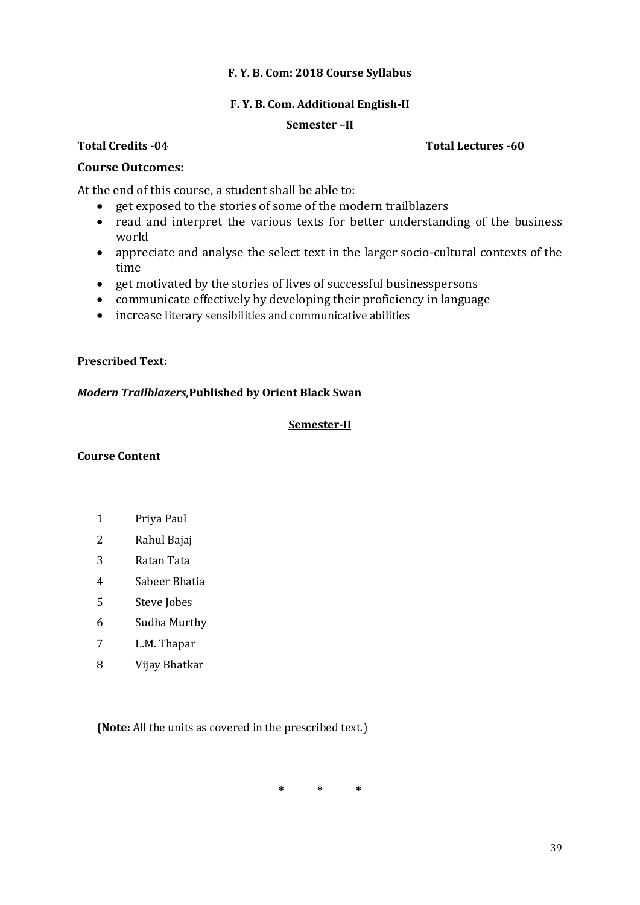**F. Y. B. Com: 2018 Course Syllabus**

**F. Y. B. Com. Additional English-II**

**Semester –II**

**Total Credits -04** **Total Lectures -60**

**Course Outcomes:**

At the end of this course, a student shall be able to:

- get exposed to the stories of some of the modern trailblazers
- read and interpret the various texts for better understanding of the business world
- appreciate and analyse the select text in the larger socio-cultural contexts of the time
- get motivated by the stories of lives of successful businesspersons
- communicate effectively by developing their proficiency in language
- increase literary sensibilities and communicative abilities

**Prescribed Text:**

***Modern Trailblazers,*Published by Orient Black Swan**

**Semester-II**

**Course Content**

| | |
|---|---|
| 1 | Priya Paul |
| 2 | Rahul Bajaj |
| 3 | Ratan Tata |
| 4 | Sabeer Bhatia |
| 5 | Steve Jobes |
| 6 | Sudha Murthy |
| 7 | L.M. Thapar |
| 8 | Vijay Bhatkar |

**(Note:** All the units as covered in the prescribed text.)

\* \* \*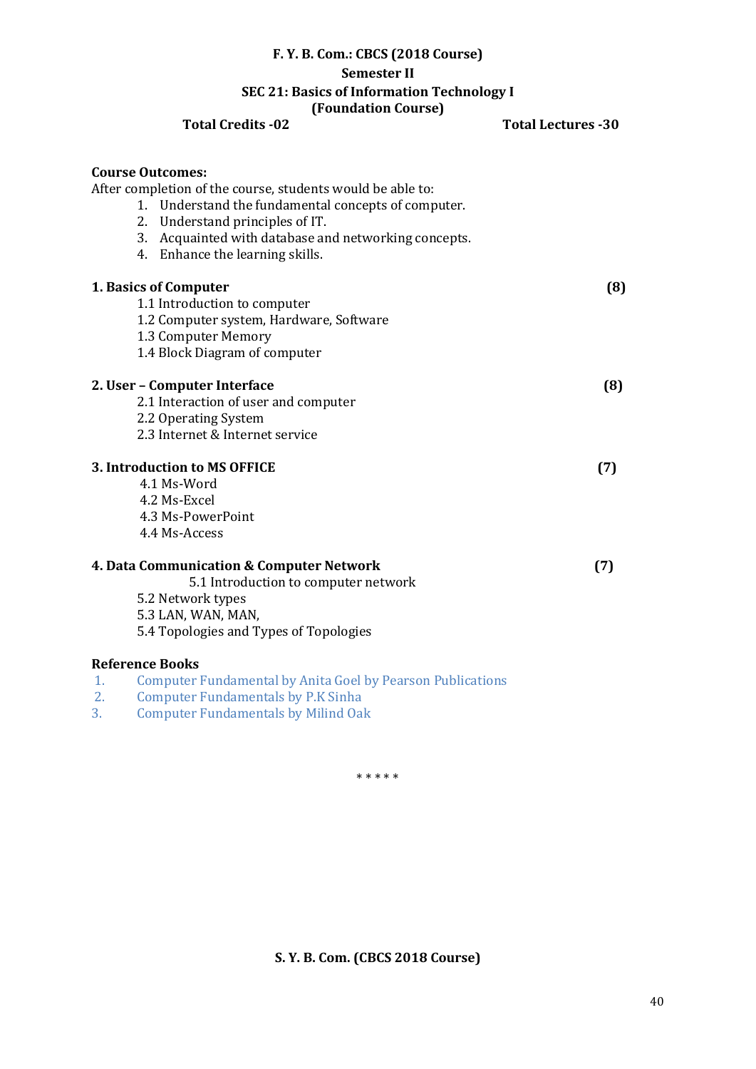**F. Y. B. Com.: CBCS (2018 Course)**

**Semester II**

**SEC 21: Basics of Information Technology I**

**(Foundation Course)**

**Total Credits -02** **Total Lectures -30**

**Course Outcomes:**

After completion of the course, students would be able to:

1. Understand the fundamental concepts of computer.
2. Understand principles of IT.
3. Acquainted with database and networking concepts.
4. Enhance the learning skills.

**1. Basics of Computer** **(8)**

1.1 Introduction to computer
1.2 Computer system, Hardware, Software
1.3 Computer Memory
1.4 Block Diagram of computer

**2. User – Computer Interface** **(8)**

2.1 Interaction of user and computer
2.2 Operating System
2.3 Internet & Internet service

**3. Introduction to MS OFFICE** **(7)**

4.1 Ms-Word
4.2 Ms-Excel
4.3 Ms-PowerPoint
4.4 Ms-Access

**4. Data Communication & Computer Network** **(7)**

5.1 Introduction to computer network
5.2 Network types
5.3 LAN, WAN, MAN,
5.4 Topologies and Types of Topologies

**Reference Books**

1. Computer Fundamental by Anita Goel by Pearson Publications
2. Computer Fundamentals by P.K Sinha
3. Computer Fundamentals by Milind Oak

\* \* \* \* \*

**S. Y. B. Com. (CBCS 2018 Course)**